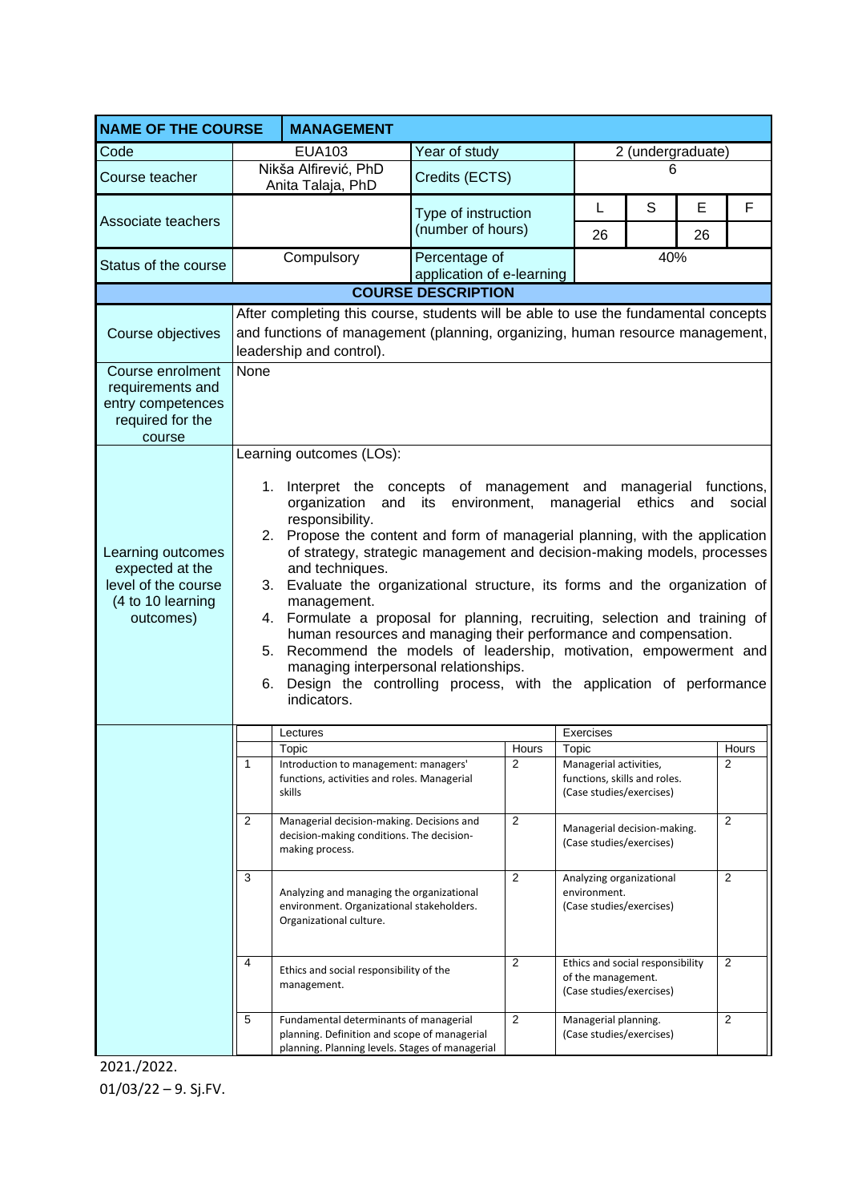| NAME OF THE COURSE | MANAGEMENT | | | | | |
|---|---|---|---|---|---|---|
| Code | EUA103 | Year of study | 2 (undergraduate) | | | |
| Course teacher | Nikša Alfirević, PhD<br>Anita Talaja, PhD | Credits (ECTS) | 6 | | | |
| Associate teachers | | Type of instruction (number of hours) | L | S | E | F |
| | | | 26 | | 26 | |
| Status of the course | Compulsory | Percentage of application of e-learning | 40% | | | |

**COURSE DESCRIPTION**

| | |
|---|---|
| Course objectives | After completing this course, students will be able to use the fundamental concepts and functions of management (planning, organizing, human resource management, leadership and control). |
| Course enrolment requirements and entry competences required for the course | None |
| Learning outcomes expected at the level of the course (4 to 10 learning outcomes) | Learning outcomes (LOs):<br><br>1. Interpret the concepts of management and managerial functions, organization and its environment, managerial ethics and social responsibility.<br>2. Propose the content and form of managerial planning, with the application of strategy, strategic management and decision-making models, processes and techniques.<br>3. Evaluate the organizational structure, its forms and the organization of management.<br>4. Formulate a proposal for planning, recruiting, selection and training of human resources and managing their performance and compensation.<br>5. Recommend the models of leadership, motivation, empowerment and managing interpersonal relationships.<br>6. Design the controlling process, with the application of performance indicators. |

| | Lectures | | Exercises | |
|---|---|---|---|---|
| | Topic | Hours | Topic | Hours |
| 1 | Introduction to management: managers' functions, activities and roles. Managerial skills | 2 | Managerial activities, functions, skills and roles. (Case studies/exercises) | 2 |
| 2 | Managerial decision-making. Decisions and decision-making conditions. The decision-making process. | 2 | Managerial decision-making. (Case studies/exercises) | 2 |
| 3 | Analyzing and managing the organizational environment. Organizational stakeholders. Organizational culture. | 2 | Analyzing organizational environment. (Case studies/exercises) | 2 |
| 4 | Ethics and social responsibility of the management. | 2 | Ethics and social responsibility of the management. (Case studies/exercises) | 2 |
| 5 | Fundamental determinants of managerial planning. Definition and scope of managerial planning. Planning levels. Stages of managerial | 2 | Managerial planning. (Case studies/exercises) | 2 |

2021./2022.
01/03/22 – 9. Sj.FV.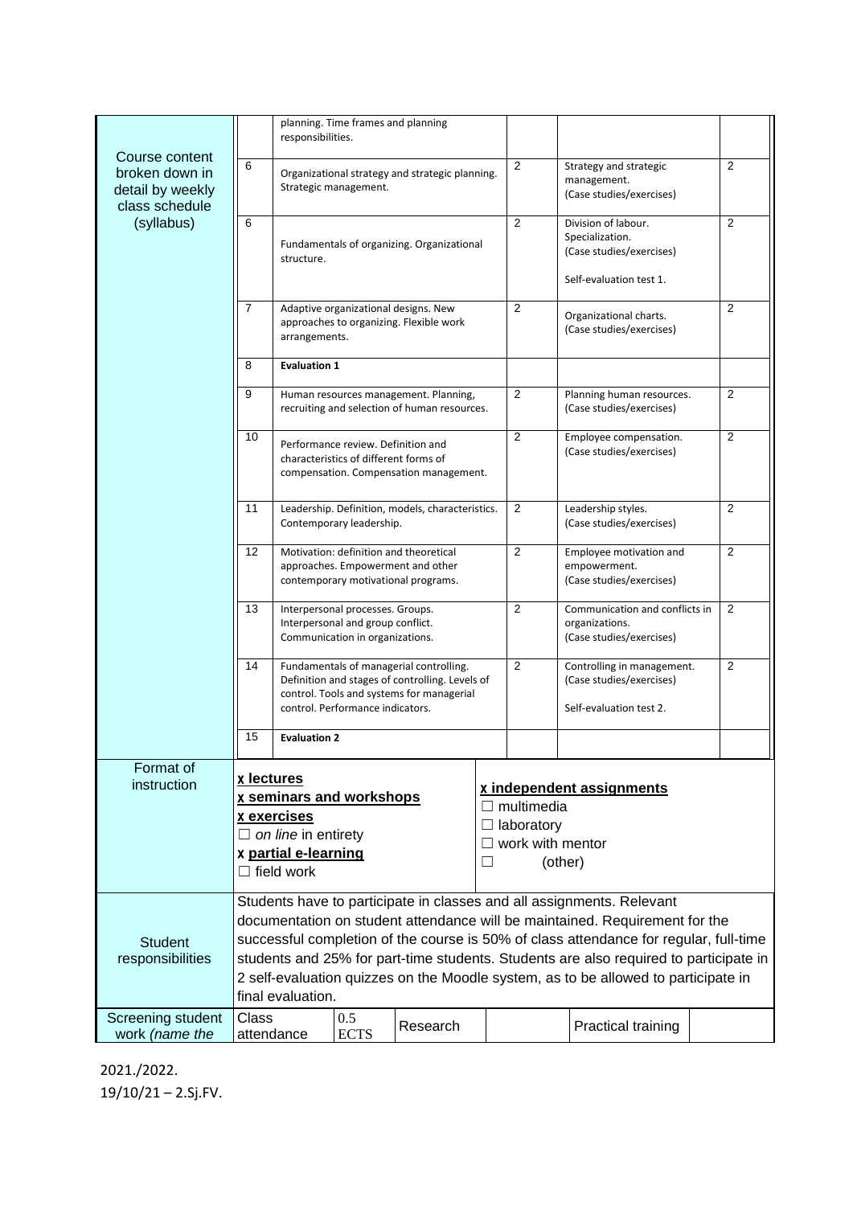| Course content broken down in detail by weekly class schedule (syllabus) | | planning. Time frames and planning responsibilities. | | | |
|---|---|---|---|---|---|
| | 6 | Organizational strategy and strategic planning. Strategic management. | 2 | Strategy and strategic management. (Case studies/exercises) | 2 |
| | 6 | Fundamentals of organizing. Organizational structure. | 2 | Division of labour. Specialization. (Case studies/exercises) Self-evaluation test 1. | 2 |
| | 7 | Adaptive organizational designs. New approaches to organizing. Flexible work arrangements. | 2 | Organizational charts. (Case studies/exercises) | 2 |
| | 8 | **Evaluation 1** | | | |
| | 9 | Human resources management. Planning, recruiting and selection of human resources. | 2 | Planning human resources. (Case studies/exercises) | 2 |
| | 10 | Performance review. Definition and characteristics of different forms of compensation. Compensation management. | 2 | Employee compensation. (Case studies/exercises) | 2 |
| | 11 | Leadership. Definition, models, characteristics. Contemporary leadership. | 2 | Leadership styles. (Case studies/exercises) | 2 |
| | 12 | Motivation: definition and theoretical approaches. Empowerment and other contemporary motivational programs. | 2 | Employee motivation and empowerment. (Case studies/exercises) | 2 |
| | 13 | Interpersonal processes. Groups. Interpersonal and group conflict. Communication in organizations. | 2 | Communication and conflicts in organizations. (Case studies/exercises) | 2 |
| | 14 | Fundamentals of managerial controlling. Definition and stages of controlling. Levels of control. Tools and systems for managerial control. Performance indicators. | 2 | Controlling in management. (Case studies/exercises) Self-evaluation test 2. | 2 |
| | 15 | **Evaluation 2** | | | |

| Format of instruction | | |
|---|---|---|
| | **x lectures**<br>**x seminars and workshops**<br>**x exercises**<br>☐ *on line* in entirety<br>**x partial e-learning**<br>☐ field work | **x independent assignments**<br>☐ multimedia<br>☐ laboratory<br>☐ work with mentor<br>☐ (other) |

| Student responsibilities | Students have to participate in classes and all assignments. Relevant documentation on student attendance will be maintained. Requirement for the successful completion of the course is 50% of class attendance for regular, full-time students and 25% for part-time students. Students are also required to participate in 2 self-evaluation quizzes on the Moodle system, as to be allowed to participate in final evaluation. |
|---|---|

| Screening student work *(name the* | Class attendance | 0.5 ECTS | Research | | Practical training | |
|---|---|---|---|---|---|---|

2021./2022.
19/10/21 – 2.Sj.FV.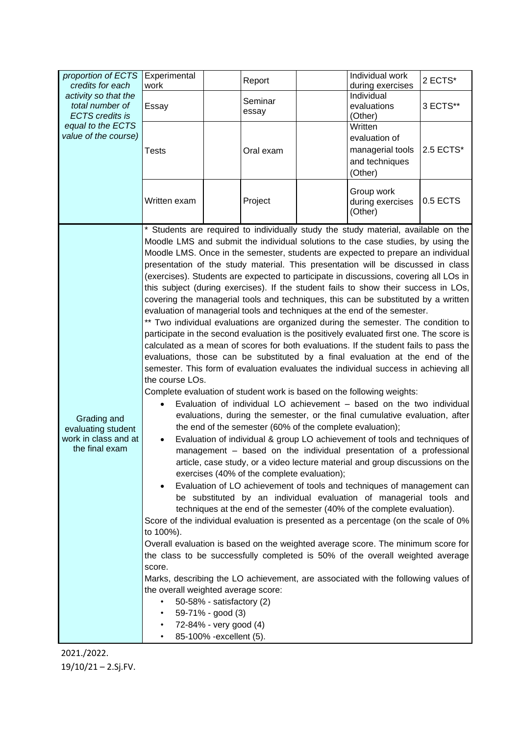| *proportion of ECTS credits for each activity so that the total number of ECTS credits is equal to the ECTS value of the course)* | Experimental work | | Report | | Individual work during exercises | 2 ECTS* |
|---|---|---|---|---|---|---|
| | Essay | | Seminar essay | | Individual evaluations (Other) | 3 ECTS** |
| | Tests | | Oral exam | | Written evaluation of managerial tools and techniques (Other) | 2.5 ECTS* |
| | Written exam | | Project | | Group work during exercises (Other) | 0.5 ECTS |

| | |
|---|---|
| Grading and evaluating student work in class and at the final exam | * Students are required to individually study the study material, available on the Moodle LMS and submit the individual solutions to the case studies, by using the Moodle LMS. Once in the semester, students are expected to prepare an individual presentation of the study material. This presentation will be discussed in class (exercises). Students are expected to participate in discussions, covering all LOs in this subject (during exercises). If the student fails to show their success in LOs, covering the managerial tools and techniques, this can be substituted by a written evaluation of managerial tools and techniques at the end of the semester.<br>** Two individual evaluations are organized during the semester. The condition to participate in the second evaluation is the positively evaluated first one. The score is calculated as a mean of scores for both evaluations. If the student fails to pass the evaluations, those can be substituted by a final evaluation at the end of the semester. This form of evaluation evaluates the individual success in achieving all the course LOs.<br>Complete evaluation of student work is based on the following weights:<br>• Evaluation of individual LO achievement – based on the two individual evaluations, during the semester, or the final cumulative evaluation, after the end of the semester (60% of the complete evaluation);<br>• Evaluation of individual & group LO achievement of tools and techniques of management – based on the individual presentation of a professional article, case study, or a video lecture material and group discussions on the exercises (40% of the complete evaluation);<br>• Evaluation of LO achievement of tools and techniques of management can be substituted by an individual evaluation of managerial tools and techniques at the end of the semester (40% of the complete evaluation).<br>Score of the individual evaluation is presented as a percentage (on the scale of 0% to 100%).<br>Overall evaluation is based on the weighted average score. The minimum score for the class to be successfully completed is 50% of the overall weighted average score.<br>Marks, describing the LO achievement, are associated with the following values of the overall weighted average score:<br>• 50-58% - satisfactory (2)<br>• 59-71% - good (3)<br>• 72-84% - very good (4)<br>• 85-100% -excellent (5). |

2021./2022.
19/10/21 – 2.Sj.FV.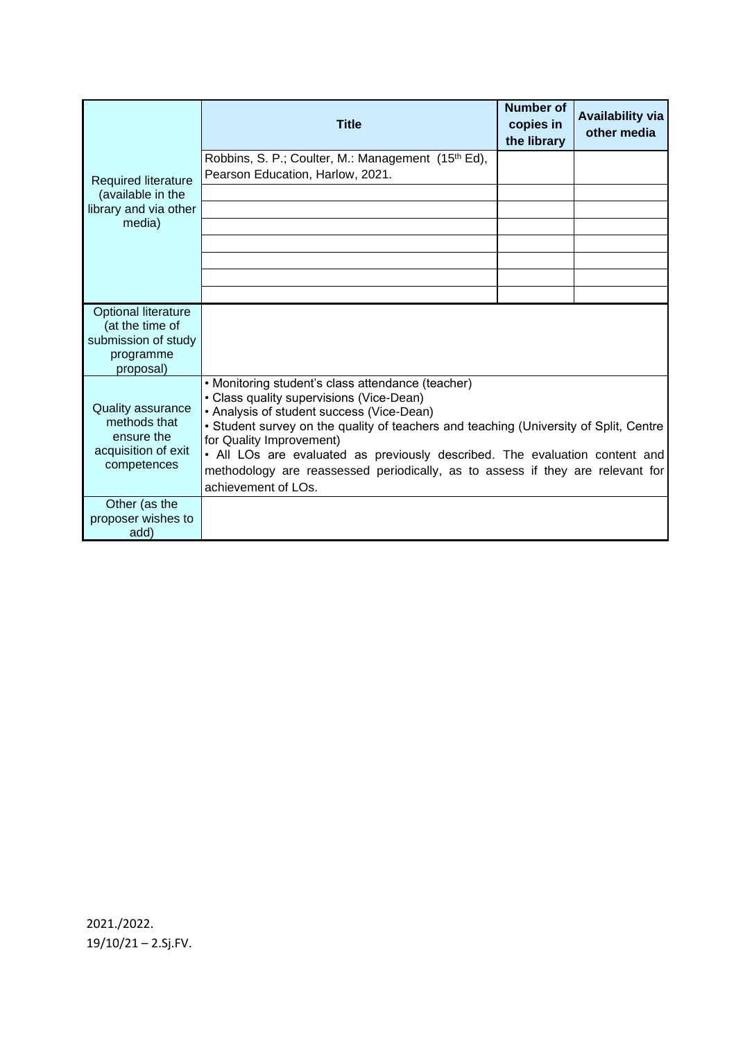| | Title | Number of copies in the library | Availability via other media |
|---|---|---|---|
| Required literature (available in the library and via other media) | Robbins, S. P.; Coulter, M.: Management (15th Ed), Pearson Education, Harlow, 2021. | | |
| | | | |
| | | | |
| | | | |
| | | | |
| | | | |
| | | | |
| | | | |
| Optional literature (at the time of submission of study programme proposal) | | | |
| Quality assurance methods that ensure the acquisition of exit competences | • Monitoring student's class attendance (teacher)<br>• Class quality supervisions (Vice-Dean)<br>• Analysis of student success (Vice-Dean)<br>• Student survey on the quality of teachers and teaching (University of Split, Centre for Quality Improvement)<br>• All LOs are evaluated as previously described. The evaluation content and methodology are reassessed periodically, as to assess if they are relevant for achievement of LOs. | | |
| Other (as the proposer wishes to add) | | | |

2021./2022.
19/10/21 – 2.Sj.FV.